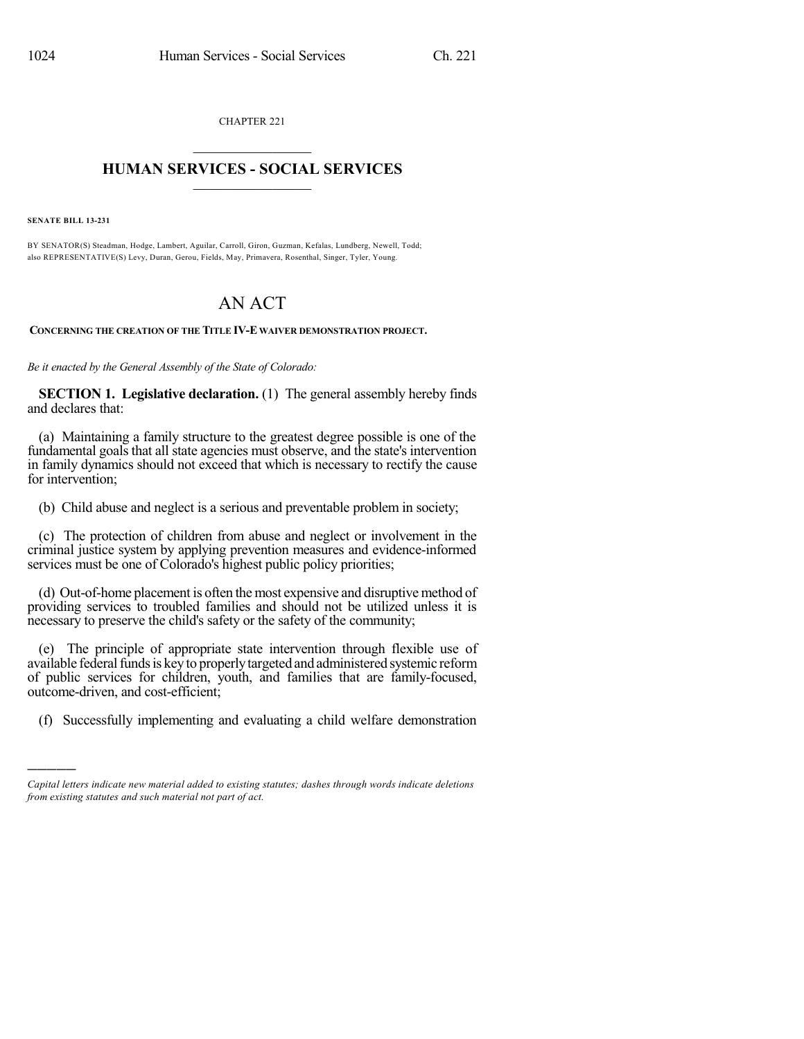CHAPTER 221

# HUMAN SERVICES - SOCIAL SERVICES

**SENATE BILL 13-231**

BY SENATOR(S) Steadman, Hodge, Lambert, Aguilar, Carroll, Giron, Guzman, Kefalas, Lundberg, Newell, Todd;
also REPRESENTATIVE(S) Levy, Duran, Gerou, Fields, May, Primavera, Rosenthal, Singer, Tyler, Young.

# AN ACT

**CONCERNING THE CREATION OF THE TITLE IV-E WAIVER DEMONSTRATION PROJECT.**

*Be it enacted by the General Assembly of the State of Colorado:*

**SECTION 1. Legislative declaration.** (1) The general assembly hereby finds and declares that:

(a) Maintaining a family structure to the greatest degree possible is one of the fundamental goals that all state agencies must observe, and the state's intervention in family dynamics should not exceed that which is necessary to rectify the cause for intervention;

(b) Child abuse and neglect is a serious and preventable problem in society;

(c) The protection of children from abuse and neglect or involvement in the criminal justice system by applying prevention measures and evidence-informed services must be one of Colorado's highest public policy priorities;

(d) Out-of-home placement is often the most expensive and disruptive method of providing services to troubled families and should not be utilized unless it is necessary to preserve the child's safety or the safety of the community;

(e) The principle of appropriate state intervention through flexible use of available federal funds is key to properly targeted and administered systemic reform of public services for children, youth, and families that are family-focused, outcome-driven, and cost-efficient;

(f) Successfully implementing and evaluating a child welfare demonstration

*Capital letters indicate new material added to existing statutes; dashes through words indicate deletions from existing statutes and such material not part of act.*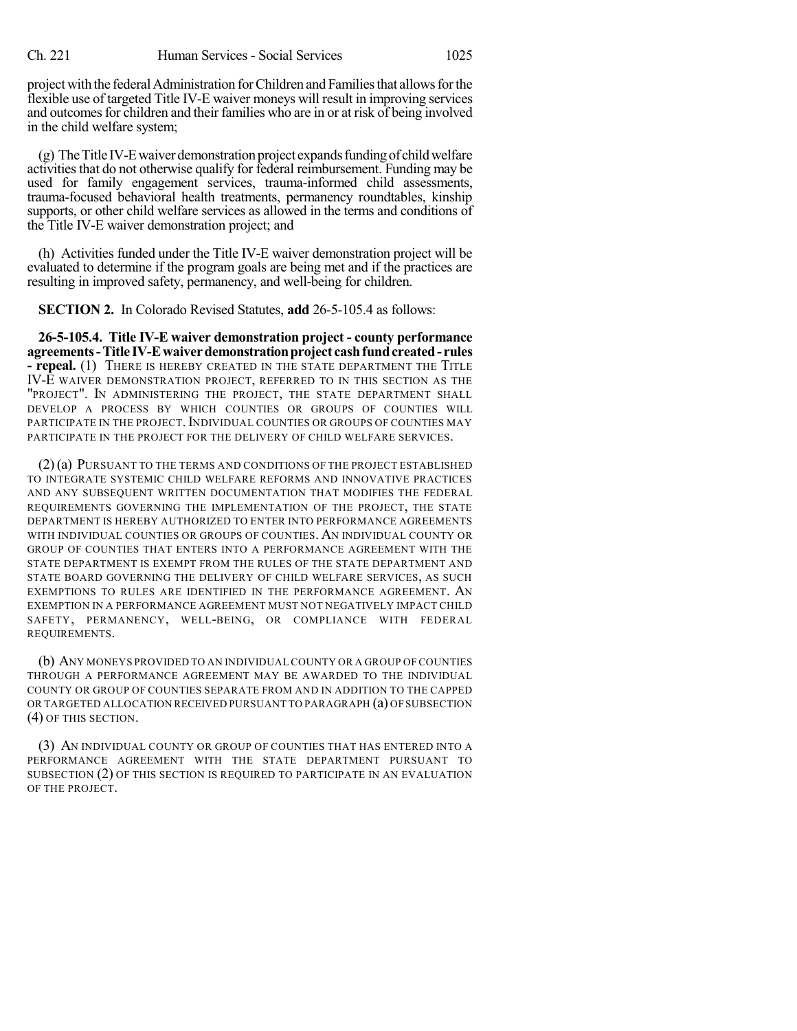project with the federal Administration for Children and Families that allows for the flexible use of targeted Title IV-E waiver moneys will result in improving services and outcomes for children and their families who are in or at risk of being involved in the child welfare system;

(g) The Title IV-E waiver demonstration project expands funding of child welfare activities that do not otherwise qualify for federal reimbursement. Funding may be used for family engagement services, trauma-informed child assessments, trauma-focused behavioral health treatments, permanency roundtables, kinship supports, or other child welfare services as allowed in the terms and conditions of the Title IV-E waiver demonstration project; and

(h) Activities funded under the Title IV-E waiver demonstration project will be evaluated to determine if the program goals are being met and if the practices are resulting in improved safety, permanency, and well-being for children.

**SECTION 2.** In Colorado Revised Statutes, **add** 26-5-105.4 as follows:

**26-5-105.4. Title IV-E waiver demonstration project - county performance agreements - Title IV-E waiver demonstration project cash fund created - rules - repeal.** (1) THERE IS HEREBY CREATED IN THE STATE DEPARTMENT THE TITLE IV-E WAIVER DEMONSTRATION PROJECT, REFERRED TO IN THIS SECTION AS THE "PROJECT". IN ADMINISTERING THE PROJECT, THE STATE DEPARTMENT SHALL DEVELOP A PROCESS BY WHICH COUNTIES OR GROUPS OF COUNTIES WILL PARTICIPATE IN THE PROJECT. INDIVIDUAL COUNTIES OR GROUPS OF COUNTIES MAY PARTICIPATE IN THE PROJECT FOR THE DELIVERY OF CHILD WELFARE SERVICES.

(2) (a) PURSUANT TO THE TERMS AND CONDITIONS OF THE PROJECT ESTABLISHED TO INTEGRATE SYSTEMIC CHILD WELFARE REFORMS AND INNOVATIVE PRACTICES AND ANY SUBSEQUENT WRITTEN DOCUMENTATION THAT MODIFIES THE FEDERAL REQUIREMENTS GOVERNING THE IMPLEMENTATION OF THE PROJECT, THE STATE DEPARTMENT IS HEREBY AUTHORIZED TO ENTER INTO PERFORMANCE AGREEMENTS WITH INDIVIDUAL COUNTIES OR GROUPS OF COUNTIES. AN INDIVIDUAL COUNTY OR GROUP OF COUNTIES THAT ENTERS INTO A PERFORMANCE AGREEMENT WITH THE STATE DEPARTMENT IS EXEMPT FROM THE RULES OF THE STATE DEPARTMENT AND STATE BOARD GOVERNING THE DELIVERY OF CHILD WELFARE SERVICES, AS SUCH EXEMPTIONS TO RULES ARE IDENTIFIED IN THE PERFORMANCE AGREEMENT. AN EXEMPTION IN A PERFORMANCE AGREEMENT MUST NOT NEGATIVELY IMPACT CHILD SAFETY, PERMANENCY, WELL-BEING, OR COMPLIANCE WITH FEDERAL REQUIREMENTS.

(b) ANY MONEYS PROVIDED TO AN INDIVIDUAL COUNTY OR A GROUP OF COUNTIES THROUGH A PERFORMANCE AGREEMENT MAY BE AWARDED TO THE INDIVIDUAL COUNTY OR GROUP OF COUNTIES SEPARATE FROM AND IN ADDITION TO THE CAPPED OR TARGETED ALLOCATION RECEIVED PURSUANT TO PARAGRAPH (a) OF SUBSECTION (4) OF THIS SECTION.

(3) AN INDIVIDUAL COUNTY OR GROUP OF COUNTIES THAT HAS ENTERED INTO A PERFORMANCE AGREEMENT WITH THE STATE DEPARTMENT PURSUANT TO SUBSECTION (2) OF THIS SECTION IS REQUIRED TO PARTICIPATE IN AN EVALUATION OF THE PROJECT.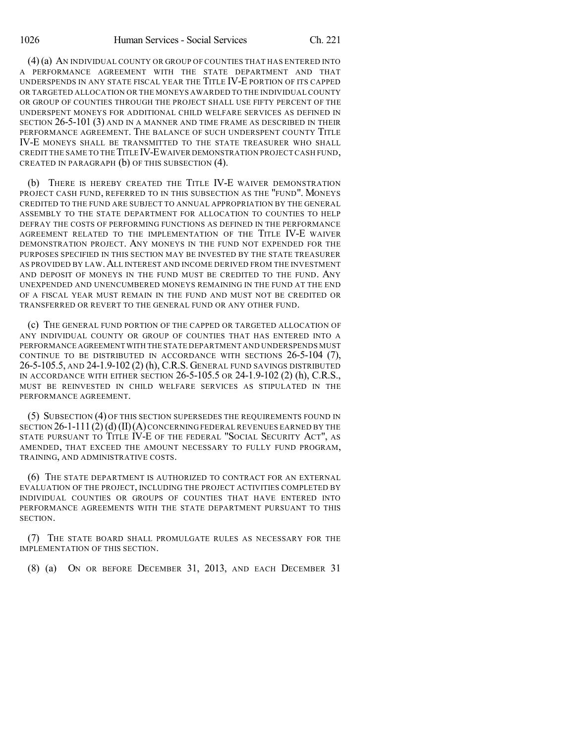(4) (a) AN INDIVIDUAL COUNTY OR GROUP OF COUNTIES THAT HAS ENTERED INTO A PERFORMANCE AGREEMENT WITH THE STATE DEPARTMENT AND THAT UNDERSPENDS IN ANY STATE FISCAL YEAR THE TITLE IV-E PORTION OF ITS CAPPED OR TARGETED ALLOCATION OR THE MONEYS AWARDED TO THE INDIVIDUAL COUNTY OR GROUP OF COUNTIES THROUGH THE PROJECT SHALL USE FIFTY PERCENT OF THE UNDERSPENT MONEYS FOR ADDITIONAL CHILD WELFARE SERVICES AS DEFINED IN SECTION 26-5-101 (3) AND IN A MANNER AND TIME FRAME AS DESCRIBED IN THEIR PERFORMANCE AGREEMENT. THE BALANCE OF SUCH UNDERSPENT COUNTY TITLE IV-E MONEYS SHALL BE TRANSMITTED TO THE STATE TREASURER WHO SHALL CREDIT THE SAME TO THE TITLE IV-E WAIVER DEMONSTRATION PROJECT CASH FUND, CREATED IN PARAGRAPH (b) OF THIS SUBSECTION (4).

(b) THERE IS HEREBY CREATED THE TITLE IV-E WAIVER DEMONSTRATION PROJECT CASH FUND, REFERRED TO IN THIS SUBSECTION AS THE "FUND". MONEYS CREDITED TO THE FUND ARE SUBJECT TO ANNUAL APPROPRIATION BY THE GENERAL ASSEMBLY TO THE STATE DEPARTMENT FOR ALLOCATION TO COUNTIES TO HELP DEFRAY THE COSTS OF PERFORMING FUNCTIONS AS DEFINED IN THE PERFORMANCE AGREEMENT RELATED TO THE IMPLEMENTATION OF THE TITLE IV-E WAIVER DEMONSTRATION PROJECT. ANY MONEYS IN THE FUND NOT EXPENDED FOR THE PURPOSES SPECIFIED IN THIS SECTION MAY BE INVESTED BY THE STATE TREASURER AS PROVIDED BY LAW. ALL INTEREST AND INCOME DERIVED FROM THE INVESTMENT AND DEPOSIT OF MONEYS IN THE FUND MUST BE CREDITED TO THE FUND. ANY UNEXPENDED AND UNENCUMBERED MONEYS REMAINING IN THE FUND AT THE END OF A FISCAL YEAR MUST REMAIN IN THE FUND AND MUST NOT BE CREDITED OR TRANSFERRED OR REVERT TO THE GENERAL FUND OR ANY OTHER FUND.

(c) THE GENERAL FUND PORTION OF THE CAPPED OR TARGETED ALLOCATION OF ANY INDIVIDUAL COUNTY OR GROUP OF COUNTIES THAT HAS ENTERED INTO A PERFORMANCE AGREEMENT WITH THE STATE DEPARTMENT AND UNDERSPENDS MUST CONTINUE TO BE DISTRIBUTED IN ACCORDANCE WITH SECTIONS 26-5-104 (7), 26-5-105.5, AND 24-1.9-102 (2) (h), C.R.S. GENERAL FUND SAVINGS DISTRIBUTED IN ACCORDANCE WITH EITHER SECTION 26-5-105.5 OR 24-1.9-102 (2) (h), C.R.S., MUST BE REINVESTED IN CHILD WELFARE SERVICES AS STIPULATED IN THE PERFORMANCE AGREEMENT.

(5) SUBSECTION (4) OF THIS SECTION SUPERSEDES THE REQUIREMENTS FOUND IN SECTION 26-1-111 (2) (d) (II) (A) CONCERNING FEDERAL REVENUES EARNED BY THE STATE PURSUANT TO TITLE IV-E OF THE FEDERAL "SOCIAL SECURITY ACT", AS AMENDED, THAT EXCEED THE AMOUNT NECESSARY TO FULLY FUND PROGRAM, TRAINING, AND ADMINISTRATIVE COSTS.

(6) THE STATE DEPARTMENT IS AUTHORIZED TO CONTRACT FOR AN EXTERNAL EVALUATION OF THE PROJECT, INCLUDING THE PROJECT ACTIVITIES COMPLETED BY INDIVIDUAL COUNTIES OR GROUPS OF COUNTIES THAT HAVE ENTERED INTO PERFORMANCE AGREEMENTS WITH THE STATE DEPARTMENT PURSUANT TO THIS SECTION.

(7) THE STATE BOARD SHALL PROMULGATE RULES AS NECESSARY FOR THE IMPLEMENTATION OF THIS SECTION.

(8) (a) ON OR BEFORE DECEMBER 31, 2013, AND EACH DECEMBER 31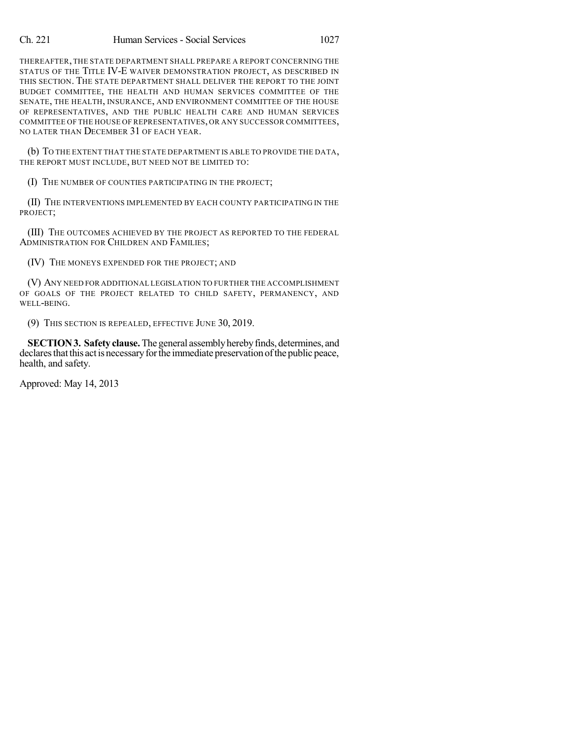THEREAFTER, THE STATE DEPARTMENT SHALL PREPARE A REPORT CONCERNING THE STATUS OF THE TITLE IV-E WAIVER DEMONSTRATION PROJECT, AS DESCRIBED IN THIS SECTION. THE STATE DEPARTMENT SHALL DELIVER THE REPORT TO THE JOINT BUDGET COMMITTEE, THE HEALTH AND HUMAN SERVICES COMMITTEE OF THE SENATE, THE HEALTH, INSURANCE, AND ENVIRONMENT COMMITTEE OF THE HOUSE OF REPRESENTATIVES, AND THE PUBLIC HEALTH CARE AND HUMAN SERVICES COMMITTEE OF THE HOUSE OF REPRESENTATIVES, OR ANY SUCCESSOR COMMITTEES, NO LATER THAN DECEMBER 31 OF EACH YEAR.

(b) TO THE EXTENT THAT THE STATE DEPARTMENT IS ABLE TO PROVIDE THE DATA, THE REPORT MUST INCLUDE, BUT NEED NOT BE LIMITED TO:

(I) THE NUMBER OF COUNTIES PARTICIPATING IN THE PROJECT;

(II) THE INTERVENTIONS IMPLEMENTED BY EACH COUNTY PARTICIPATING IN THE PROJECT;

(III) THE OUTCOMES ACHIEVED BY THE PROJECT AS REPORTED TO THE FEDERAL ADMINISTRATION FOR CHILDREN AND FAMILIES;

(IV) THE MONEYS EXPENDED FOR THE PROJECT; AND

(V) ANY NEED FOR ADDITIONAL LEGISLATION TO FURTHER THE ACCOMPLISHMENT OF GOALS OF THE PROJECT RELATED TO CHILD SAFETY, PERMANENCY, AND WELL-BEING.

(9) THIS SECTION IS REPEALED, EFFECTIVE JUNE 30, 2019.

**SECTION 3. Safety clause.** The general assembly hereby finds, determines, and declares that this act is necessary for the immediate preservation of the public peace, health, and safety.

Approved: May 14, 2013